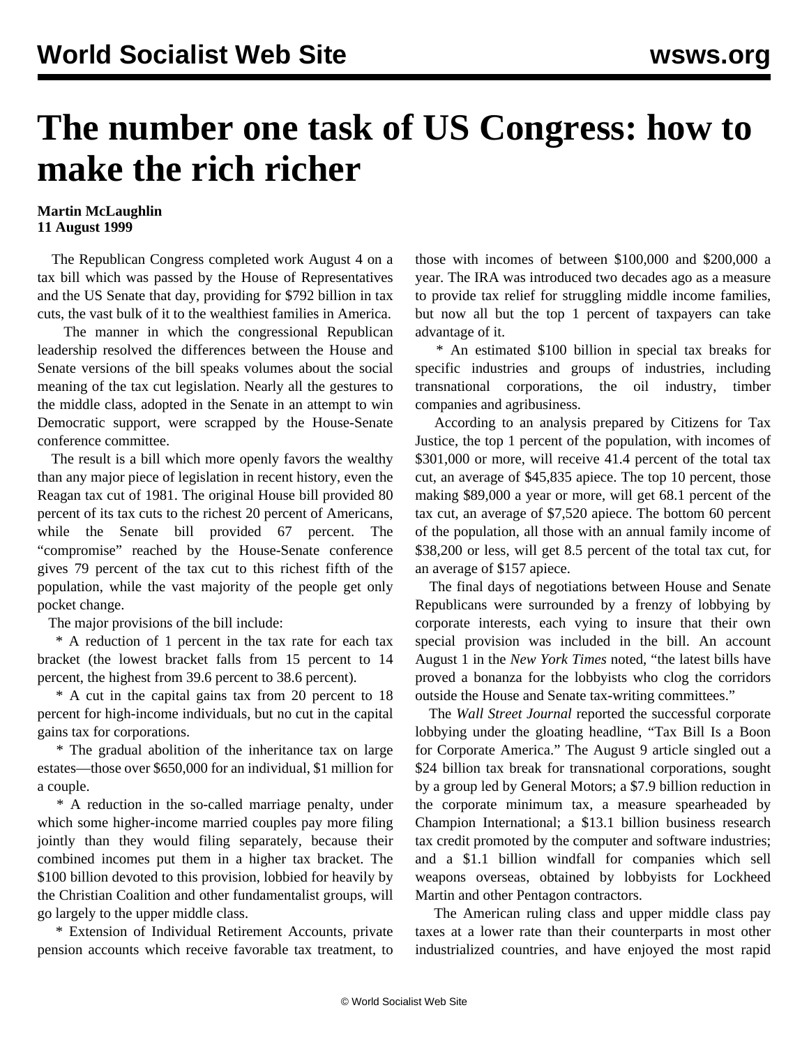# The number one task of US Congress: how to make the rich richer

**Martin McLaughlin**
**11 August 1999**

The Republican Congress completed work August 4 on a tax bill which was passed by the House of Representatives and the US Senate that day, providing for $792 billion in tax cuts, the vast bulk of it to the wealthiest families in America.

The manner in which the congressional Republican leadership resolved the differences between the House and Senate versions of the bill speaks volumes about the social meaning of the tax cut legislation. Nearly all the gestures to the middle class, adopted in the Senate in an attempt to win Democratic support, were scrapped by the House-Senate conference committee.

The result is a bill which more openly favors the wealthy than any major piece of legislation in recent history, even the Reagan tax cut of 1981. The original House bill provided 80 percent of its tax cuts to the richest 20 percent of Americans, while the Senate bill provided 67 percent. The "compromise" reached by the House-Senate conference gives 79 percent of the tax cut to this richest fifth of the population, while the vast majority of the people get only pocket change.

The major provisions of the bill include:

* A reduction of 1 percent in the tax rate for each tax bracket (the lowest bracket falls from 15 percent to 14 percent, the highest from 39.6 percent to 38.6 percent).

* A cut in the capital gains tax from 20 percent to 18 percent for high-income individuals, but no cut in the capital gains tax for corporations.

* The gradual abolition of the inheritance tax on large estates—those over $650,000 for an individual, $1 million for a couple.

* A reduction in the so-called marriage penalty, under which some higher-income married couples pay more filing jointly than they would filing separately, because their combined incomes put them in a higher tax bracket. The $100 billion devoted to this provision, lobbied for heavily by the Christian Coalition and other fundamentalist groups, will go largely to the upper middle class.

* Extension of Individual Retirement Accounts, private pension accounts which receive favorable tax treatment, to those with incomes of between $100,000 and $200,000 a year. The IRA was introduced two decades ago as a measure to provide tax relief for struggling middle income families, but now all but the top 1 percent of taxpayers can take advantage of it.

* An estimated $100 billion in special tax breaks for specific industries and groups of industries, including transnational corporations, the oil industry, timber companies and agribusiness.

According to an analysis prepared by Citizens for Tax Justice, the top 1 percent of the population, with incomes of $301,000 or more, will receive 41.4 percent of the total tax cut, an average of $45,835 apiece. The top 10 percent, those making $89,000 a year or more, will get 68.1 percent of the tax cut, an average of $7,520 apiece. The bottom 60 percent of the population, all those with an annual family income of $38,200 or less, will get 8.5 percent of the total tax cut, for an average of $157 apiece.

The final days of negotiations between House and Senate Republicans were surrounded by a frenzy of lobbying by corporate interests, each vying to insure that their own special provision was included in the bill. An account August 1 in the *New York Times* noted, "the latest bills have proved a bonanza for the lobbyists who clog the corridors outside the House and Senate tax-writing committees."

The *Wall Street Journal* reported the successful corporate lobbying under the gloating headline, "Tax Bill Is a Boon for Corporate America." The August 9 article singled out a $24 billion tax break for transnational corporations, sought by a group led by General Motors; a $7.9 billion reduction in the corporate minimum tax, a measure spearheaded by Champion International; a $13.1 billion business research tax credit promoted by the computer and software industries; and a $1.1 billion windfall for companies which sell weapons overseas, obtained by lobbyists for Lockheed Martin and other Pentagon contractors.

The American ruling class and upper middle class pay taxes at a lower rate than their counterparts in most other industrialized countries, and have enjoyed the most rapid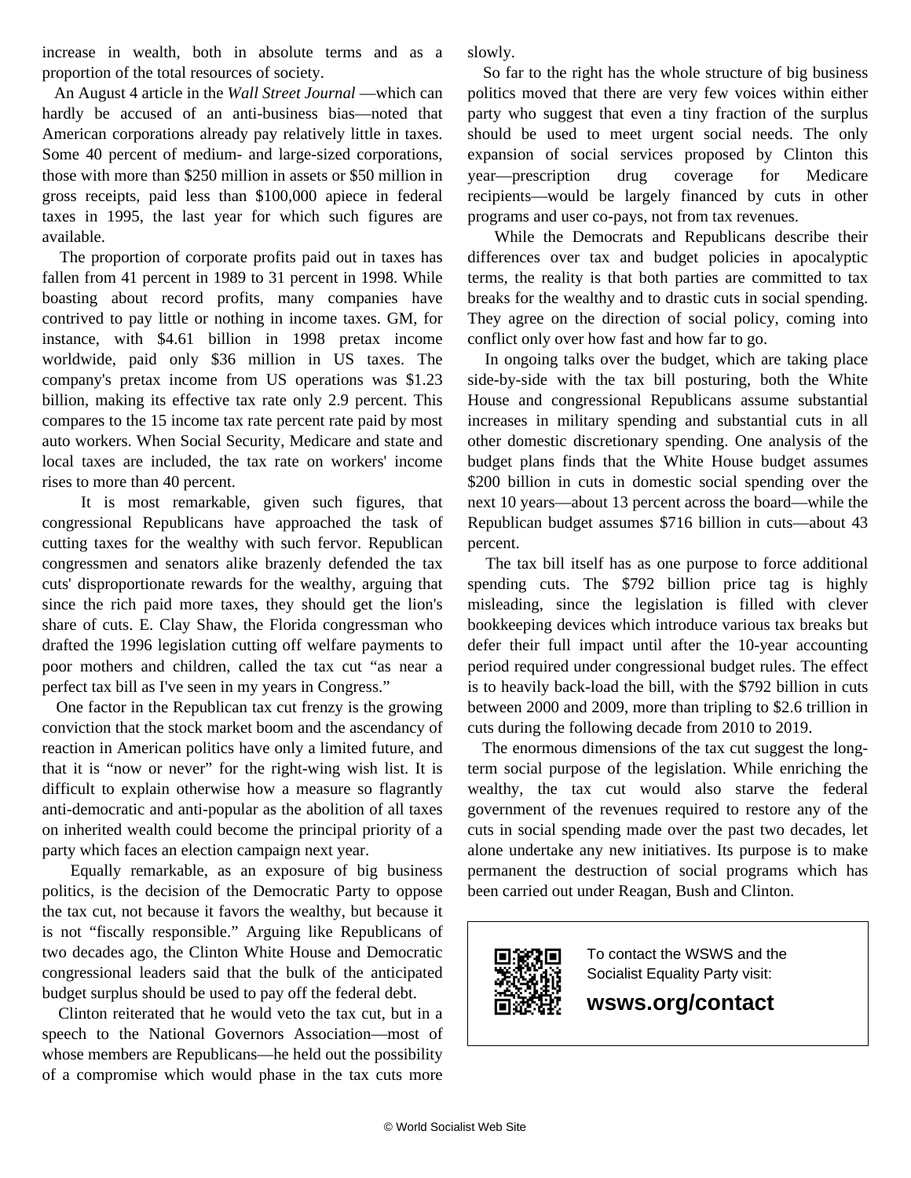increase in wealth, both in absolute terms and as a proportion of the total resources of society.

An August 4 article in the *Wall Street Journal* —which can hardly be accused of an anti-business bias—noted that American corporations already pay relatively little in taxes. Some 40 percent of medium- and large-sized corporations, those with more than $250 million in assets or $50 million in gross receipts, paid less than $100,000 apiece in federal taxes in 1995, the last year for which such figures are available.

The proportion of corporate profits paid out in taxes has fallen from 41 percent in 1989 to 31 percent in 1998. While boasting about record profits, many companies have contrived to pay little or nothing in income taxes. GM, for instance, with $4.61 billion in 1998 pretax income worldwide, paid only $36 million in US taxes. The company's pretax income from US operations was $1.23 billion, making its effective tax rate only 2.9 percent. This compares to the 15 income tax rate percent rate paid by most auto workers. When Social Security, Medicare and state and local taxes are included, the tax rate on workers' income rises to more than 40 percent.

It is most remarkable, given such figures, that congressional Republicans have approached the task of cutting taxes for the wealthy with such fervor. Republican congressmen and senators alike brazenly defended the tax cuts' disproportionate rewards for the wealthy, arguing that since the rich paid more taxes, they should get the lion's share of cuts. E. Clay Shaw, the Florida congressman who drafted the 1996 legislation cutting off welfare payments to poor mothers and children, called the tax cut "as near a perfect tax bill as I've seen in my years in Congress."

One factor in the Republican tax cut frenzy is the growing conviction that the stock market boom and the ascendancy of reaction in American politics have only a limited future, and that it is "now or never" for the right-wing wish list. It is difficult to explain otherwise how a measure so flagrantly anti-democratic and anti-popular as the abolition of all taxes on inherited wealth could become the principal priority of a party which faces an election campaign next year.

Equally remarkable, as an exposure of big business politics, is the decision of the Democratic Party to oppose the tax cut, not because it favors the wealthy, but because it is not "fiscally responsible." Arguing like Republicans of two decades ago, the Clinton White House and Democratic congressional leaders said that the bulk of the anticipated budget surplus should be used to pay off the federal debt.

Clinton reiterated that he would veto the tax cut, but in a speech to the National Governors Association—most of whose members are Republicans—he held out the possibility of a compromise which would phase in the tax cuts more slowly.

So far to the right has the whole structure of big business politics moved that there are very few voices within either party who suggest that even a tiny fraction of the surplus should be used to meet urgent social needs. The only expansion of social services proposed by Clinton this year—prescription drug coverage for Medicare recipients—would be largely financed by cuts in other programs and user co-pays, not from tax revenues.

While the Democrats and Republicans describe their differences over tax and budget policies in apocalyptic terms, the reality is that both parties are committed to tax breaks for the wealthy and to drastic cuts in social spending. They agree on the direction of social policy, coming into conflict only over how fast and how far to go.

In ongoing talks over the budget, which are taking place side-by-side with the tax bill posturing, both the White House and congressional Republicans assume substantial increases in military spending and substantial cuts in all other domestic discretionary spending. One analysis of the budget plans finds that the White House budget assumes $200 billion in cuts in domestic social spending over the next 10 years—about 13 percent across the board—while the Republican budget assumes $716 billion in cuts—about 43 percent.

The tax bill itself has as one purpose to force additional spending cuts. The $792 billion price tag is highly misleading, since the legislation is filled with clever bookkeeping devices which introduce various tax breaks but defer their full impact until after the 10-year accounting period required under congressional budget rules. The effect is to heavily back-load the bill, with the $792 billion in cuts between 2000 and 2009, more than tripling to $2.6 trillion in cuts during the following decade from 2010 to 2019.

The enormous dimensions of the tax cut suggest the long-term social purpose of the legislation. While enriching the wealthy, the tax cut would also starve the federal government of the revenues required to restore any of the cuts in social spending made over the past two decades, let alone undertake any new initiatives. Its purpose is to make permanent the destruction of social programs which has been carried out under Reagan, Bush and Clinton.

To contact the WSWS and the Socialist Equality Party visit:

**wsws.org/contact**